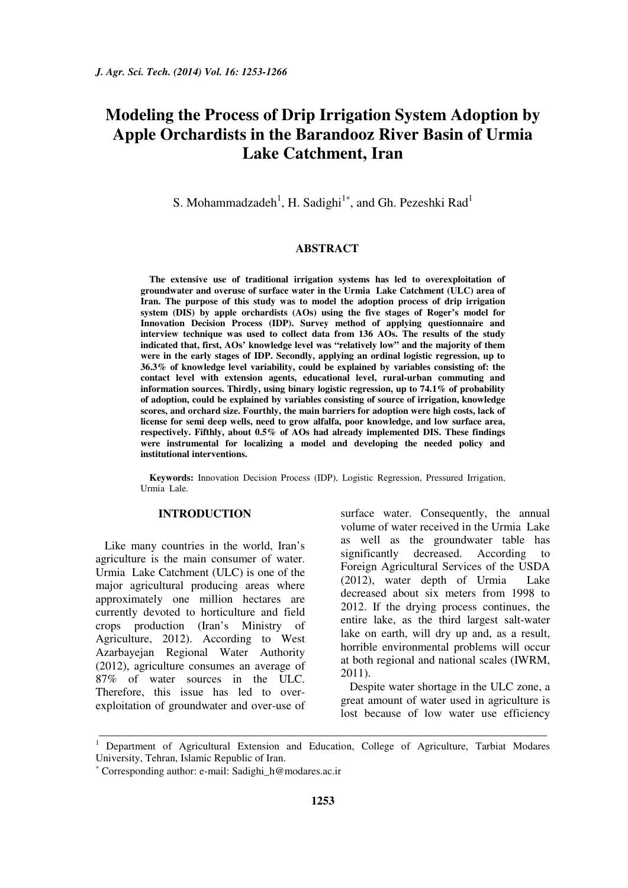# Modeling the Process of Drip Irrigation System Adoption by Apple Orchardists in the Barandooz River Basin of Urmia Lake Catchment, Iran

S. Mohammadzadeh[1], H. Sadighi[1*], and Gh. Pezeshki Rad[1]

## ABSTRACT

**The extensive use of traditional irrigation systems has led to overexploitation of groundwater and overuse of surface water in the Urmia Lake Catchment (ULC) area of Iran. The purpose of this study was to model the adoption process of drip irrigation system (DIS) by apple orchardists (AOs) using the five stages of Roger's model for Innovation Decision Process (IDP). Survey method of applying questionnaire and interview technique was used to collect data from 136 AOs. The results of the study indicated that, first, AOs' knowledge level was "relatively low" and the majority of them were in the early stages of IDP. Secondly, applying an ordinal logistic regression, up to 36.3% of knowledge level variability, could be explained by variables consisting of: the contact level with extension agents, educational level, rural-urban commuting and information sources. Thirdly, using binary logistic regression, up to 74.1% of probability of adoption, could be explained by variables consisting of source of irrigation, knowledge scores, and orchard size. Fourthly, the main barriers for adoption were high costs, lack of license for semi deep wells, need to grow alfalfa, poor knowledge, and low surface area, respectively. Fifthly, about 0.5% of AOs had already implemented DIS. These findings were instrumental for localizing a model and developing the needed policy and institutional interventions.**

**Keywords:** Innovation Decision Process (IDP), Logistic Regression, Pressured Irrigation, Urmia Lale.

## INTRODUCTION

Like many countries in the world, Iran's agriculture is the main consumer of water. Urmia Lake Catchment (ULC) is one of the major agricultural producing areas where approximately one million hectares are currently devoted to horticulture and field crops production (Iran's Ministry of Agriculture, 2012). According to West Azarbayejan Regional Water Authority (2012), agriculture consumes an average of 87% of water sources in the ULC. Therefore, this issue has led to over-exploitation of groundwater and over-use of surface water. Consequently, the annual volume of water received in the Urmia Lake as well as the groundwater table has significantly decreased. According to Foreign Agricultural Services of the USDA (2012), water depth of Urmia Lake decreased about six meters from 1998 to 2012. If the drying process continues, the entire lake, as the third largest salt-water lake on earth, will dry up and, as a result, horrible environmental problems will occur at both regional and national scales (IWRM, 2011).

Despite water shortage in the ULC zone, a great amount of water used in agriculture is lost because of low water use efficiency

---

[1] Department of Agricultural Extension and Education, College of Agriculture, Tarbiat Modares University, Tehran, Islamic Republic of Iran.

[*] Corresponding author: e-mail: Sadighi_h@modares.ac.ir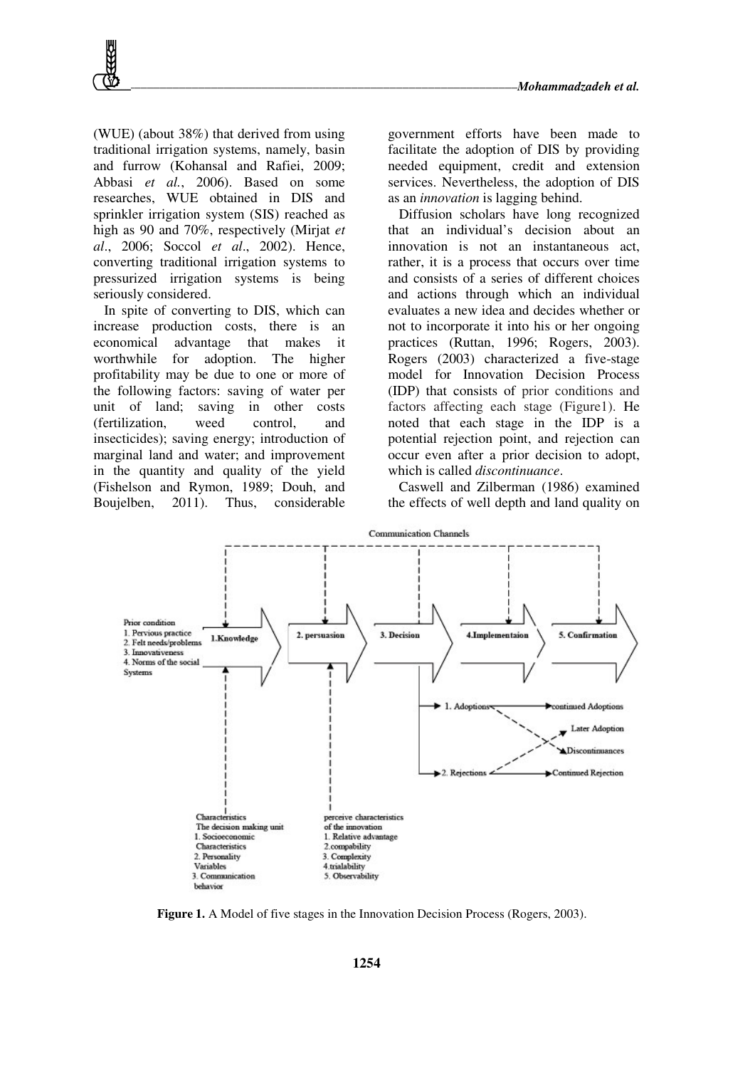(WUE) (about 38%) that derived from using traditional irrigation systems, namely, basin and furrow (Kohansal and Rafiei, 2009; Abbasi *et al.*, 2006). Based on some researches, WUE obtained in DIS and sprinkler irrigation system (SIS) reached as high as 90 and 70%, respectively (Mirjat *et al*., 2006; Soccol *et al*., 2002). Hence, converting traditional irrigation systems to pressurized irrigation systems is being seriously considered.

In spite of converting to DIS, which can increase production costs, there is an economical advantage that makes it worthwhile for adoption. The higher profitability may be due to one or more of the following factors: saving of water per unit of land; saving in other costs (fertilization, weed control, and insecticides); saving energy; introduction of marginal land and water; and improvement in the quantity and quality of the yield (Fishelson and Rymon, 1989; Douh, and Boujelben, 2011). Thus, considerable government efforts have been made to facilitate the adoption of DIS by providing needed equipment, credit and extension services. Nevertheless, the adoption of DIS as an *innovation* is lagging behind.

Diffusion scholars have long recognized that an individual's decision about an innovation is not an instantaneous act, rather, it is a process that occurs over time and consists of a series of different choices and actions through which an individual evaluates a new idea and decides whether or not to incorporate it into his or her ongoing practices (Ruttan, 1996; Rogers, 2003). Rogers (2003) characterized a five-stage model for Innovation Decision Process (IDP) that consists of prior conditions and factors affecting each stage (Figure1). He noted that each stage in the IDP is a potential rejection point, and rejection can occur even after a prior decision to adopt, which is called *discontinuance*.

Caswell and Zilberman (1986) examined the effects of well depth and land quality on

Communication Channels

Prior condition
1. Pervious practice
2. Felt needs/problems
3. Innovativeness
4. Norms of the social Systems

1.Knowledge → 2. persuasion → 3. Decision → 4.Implementaion → 5. Confirmation

1. Adoptions → continued Adoptions; Discontinuances
2. Rejections → Continued Rejection; Later Adoption

Characteristics The decision making unit
1. Socioeconomic Characteristics
2. Personality Variables
3. Communication behavior

perceive characteristics of the innovation
1. Relative advantage
2.compability
3. Complexity
4.trialability
5. Observability

**Figure 1.** A Model of five stages in the Innovation Decision Process (Rogers, 2003).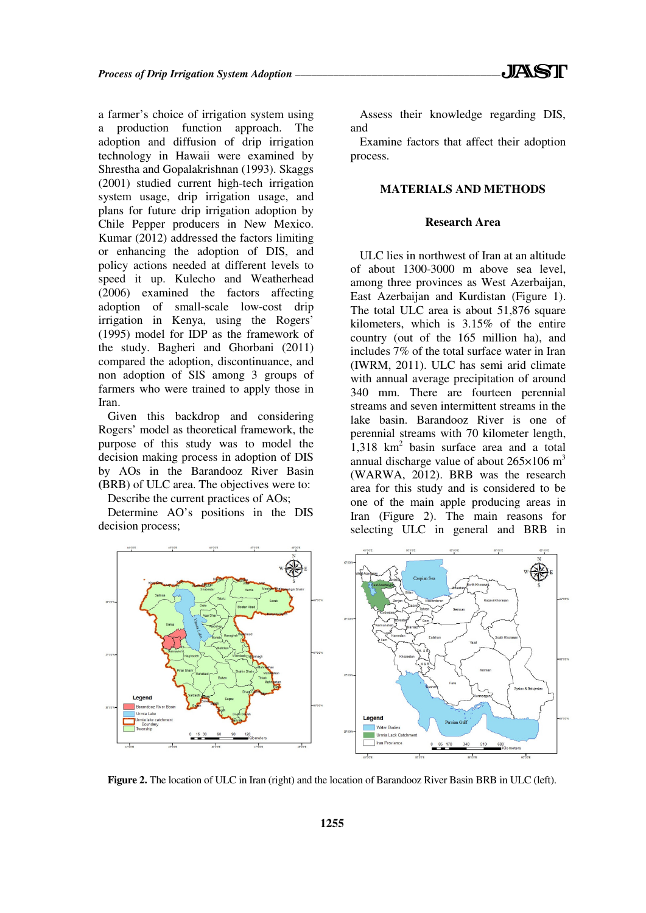a farmer's choice of irrigation system using a production function approach. The adoption and diffusion of drip irrigation technology in Hawaii were examined by Shrestha and Gopalakrishnan (1993). Skaggs (2001) studied current high-tech irrigation system usage, drip irrigation usage, and plans for future drip irrigation adoption by Chile Pepper producers in New Mexico. Kumar (2012) addressed the factors limiting or enhancing the adoption of DIS, and policy actions needed at different levels to speed it up. Kulecho and Weatherhead (2006) examined the factors affecting adoption of small-scale low-cost drip irrigation in Kenya, using the Rogers' (1995) model for IDP as the framework of the study. Bagheri and Ghorbani (2011) compared the adoption, discontinuance, and non adoption of SIS among 3 groups of farmers who were trained to apply those in Iran.

Given this backdrop and considering Rogers' model as theoretical framework, the purpose of this study was to model the decision making process in adoption of DIS by AOs in the Barandooz River Basin (BRB) of ULC area. The objectives were to:

Describe the current practices of AOs;

Determine AO's positions in the DIS decision process;

Assess their knowledge regarding DIS, and

Examine factors that affect their adoption process.

## MATERIALS AND METHODS

### Research Area

ULC lies in northwest of Iran at an altitude of about 1300-3000 m above sea level, among three provinces as West Azerbaijan, East Azerbaijan and Kurdistan (Figure 1). The total ULC area is about 51,876 square kilometers, which is 3.15% of the entire country (out of the 165 million ha), and includes 7% of the total surface water in Iran (IWRM, 2011). ULC has semi arid climate with annual average precipitation of around 340 mm. There are fourteen perennial streams and seven intermittent streams in the lake basin. Barandooz River is one of perennial streams with 70 kilometer length, 1,318 km$^2$ basin surface area and a total annual discharge value of about 265×106 m$^3$ (WARWA, 2012). BRB was the research area for this study and is considered to be one of the main apple producing areas in Iran (Figure 2). The main reasons for selecting ULC in general and BRB in

**Figure 2.** The location of ULC in Iran (right) and the location of Barandooz River Basin BRB in ULC (left).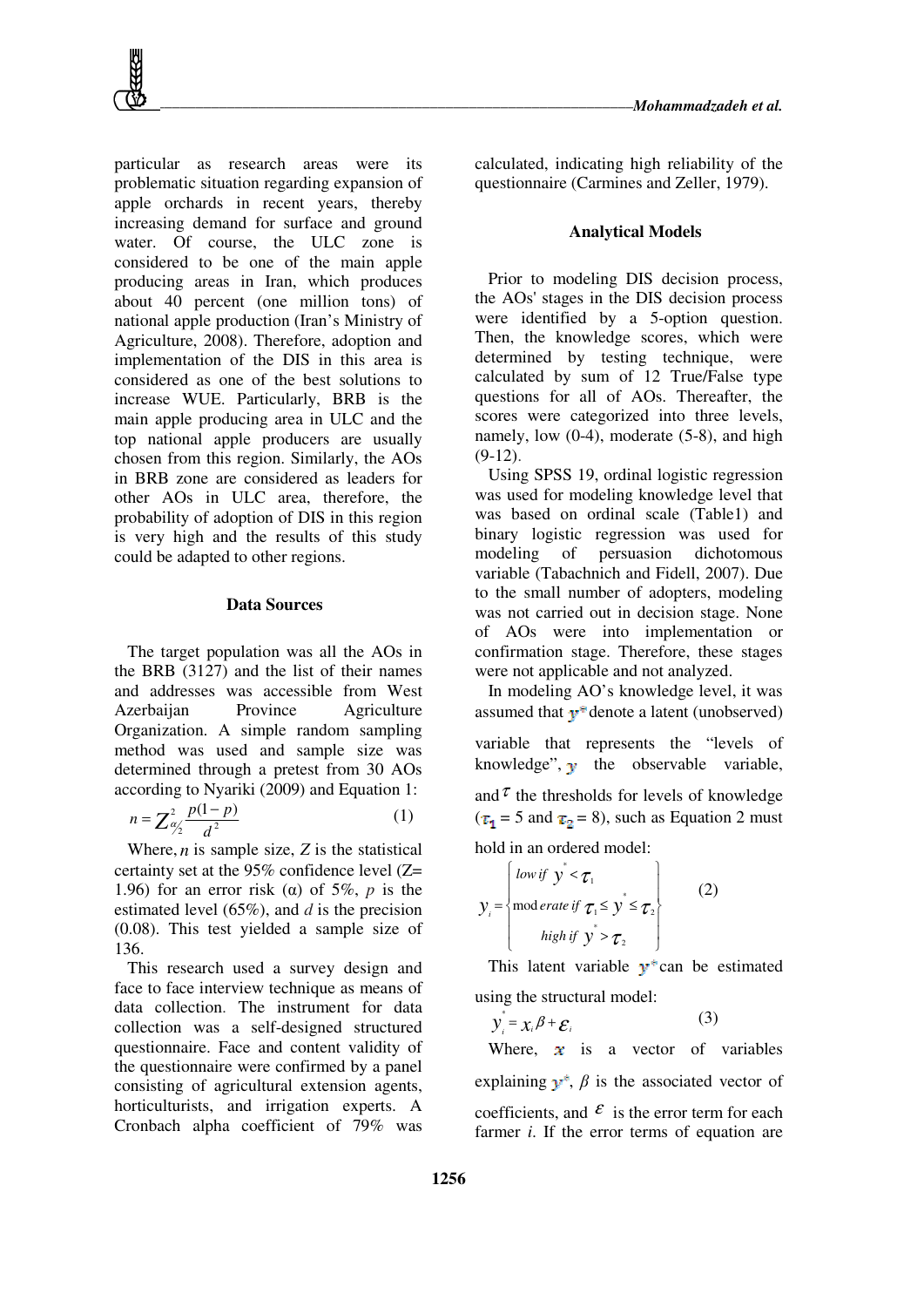particular as research areas were its problematic situation regarding expansion of apple orchards in recent years, thereby increasing demand for surface and ground water. Of course, the ULC zone is considered to be one of the main apple producing areas in Iran, which produces about 40 percent (one million tons) of national apple production (Iran's Ministry of Agriculture, 2008). Therefore, adoption and implementation of the DIS in this area is considered as one of the best solutions to increase WUE. Particularly, BRB is the main apple producing area in ULC and the top national apple producers are usually chosen from this region. Similarly, the AOs in BRB zone are considered as leaders for other AOs in ULC area, therefore, the probability of adoption of DIS in this region is very high and the results of this study could be adapted to other regions.

## Data Sources

The target population was all the AOs in the BRB (3127) and the list of their names and addresses was accessible from West Azerbaijan Province Agriculture Organization. A simple random sampling method was used and sample size was determined through a pretest from 30 AOs according to Nyariki (2009) and Equation 1:

$$n = Z^2_{\alpha/2} \frac{p(1-p)}{d^2} \tag{1}$$

Where, $n$ is sample size, $Z$ is the statistical certainty set at the 95% confidence level (Z= 1.96) for an error risk (α) of 5%, $p$ is the estimated level (65%), and $d$ is the precision (0.08). This test yielded a sample size of 136.

This research used a survey design and face to face interview technique as means of data collection. The instrument for data collection was a self-designed structured questionnaire. Face and content validity of the questionnaire were confirmed by a panel consisting of agricultural extension agents, horticulturists, and irrigation experts. A Cronbach alpha coefficient of 79% was calculated, indicating high reliability of the questionnaire (Carmines and Zeller, 1979).

## Analytical Models

Prior to modeling DIS decision process, the AOs' stages in the DIS decision process were identified by a 5-option question. Then, the knowledge scores, which were determined by testing technique, were calculated by sum of 12 True/False type questions for all of AOs. Thereafter, the scores were categorized into three levels, namely, low (0-4), moderate (5-8), and high (9-12).

Using SPSS 19, ordinal logistic regression was used for modeling knowledge level that was based on ordinal scale (Table1) and binary logistic regression was used for modeling of persuasion dichotomous variable (Tabachnich and Fidell, 2007). Due to the small number of adopters, modeling was not carried out in decision stage. None of AOs were into implementation or confirmation stage. Therefore, these stages were not applicable and not analyzed.

In modeling AO's knowledge level, it was assumed that $y^*$ denote a latent (unobserved) variable that represents the "levels of knowledge", $y$ the observable variable, and $\tau$ the thresholds for levels of knowledge ($\tau_1$ = 5 and $\tau_2$ = 8), such as Equation 2 must hold in an ordered model:

$$y_i = \begin{cases} low \; if \; y^* < \tau_1 \\ moderate \; if \; \tau_1 \le y^* \le \tau_2 \\ high \; if \; y^* > \tau_2 \end{cases} \tag{2}$$

This latent variable $y^*$ can be estimated using the structural model:

$$y_i^* = x_i \beta + \varepsilon_i \tag{3}$$

Where, $x$ is a vector of variables explaining $y^*$, $\beta$ is the associated vector of coefficients, and $\varepsilon$ is the error term for each farmer $i$. If the error terms of equation are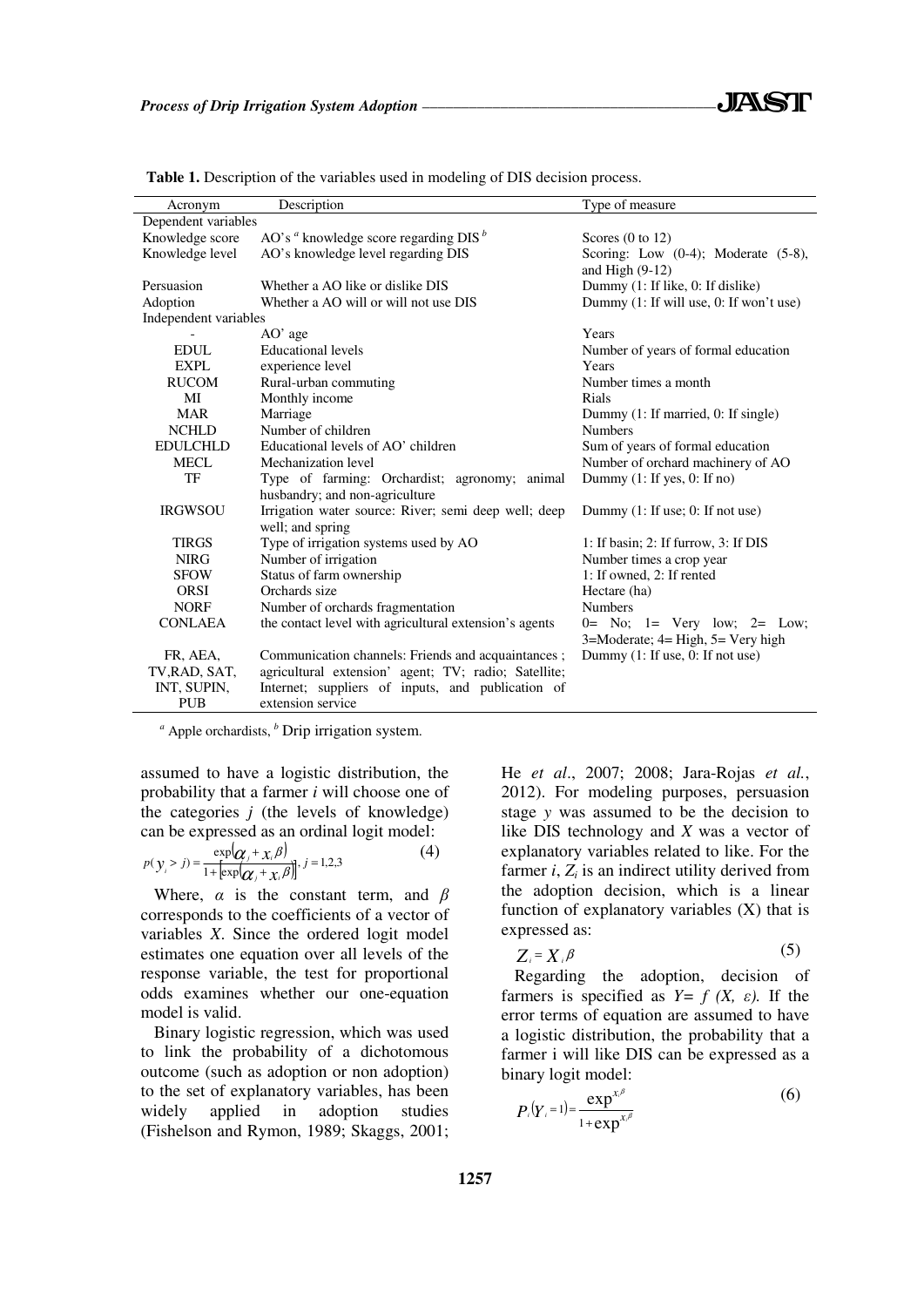**Table 1.** Description of the variables used in modeling of DIS decision process.

| Acronym | Description | Type of measure |
|---|---|---|
| Dependent variables | | |
| Knowledge score | AO's [a] knowledge score regarding DIS [b] | Scores (0 to 12) |
| Knowledge level | AO's knowledge level regarding DIS | Scoring: Low (0-4); Moderate (5-8), and High (9-12) |
| Persuasion | Whether a AO like or dislike DIS | Dummy (1: If like, 0: If dislike) |
| Adoption | Whether a AO will or will not use DIS | Dummy (1: If will use, 0: If won't use) |
| Independent variables | | |
| - | AO' age | Years |
| EDUL | Educational levels | Number of years of formal education |
| EXPL | experience level | Years |
| RUCOM | Rural-urban commuting | Number times a month |
| MI | Monthly income | Rials |
| MAR | Marriage | Dummy (1: If married, 0: If single) |
| NCHLD | Number of children | Numbers |
| EDULCHLD | Educational levels of AO' children | Sum of years of formal education |
| MECL | Mechanization level | Number of orchard machinery of AO |
| TF | Type of farming: Orchardist; agronomy; animal husbandry; and non-agriculture | Dummy (1: If yes, 0: If no) |
| IRGWSOU | Irrigation water source: River; semi deep well; deep well; and spring | Dummy (1: If use; 0: If not use) |
| TIRGS | Type of irrigation systems used by AO | 1: If basin; 2: If furrow, 3: If DIS |
| NIRG | Number of irrigation | Number times a crop year |
| SFOW | Status of farm ownership | 1: If owned, 2: If rented |
| ORSI | Orchards size | Hectare (ha) |
| NORF | Number of orchards fragmentation | Numbers |
| CONLAEA | the contact level with agricultural extension's agents | 0= No; 1= Very low; 2= Low; 3=Moderate; 4= High, 5= Very high |
| FR, AEA, TV,RAD, SAT, INT, SUPIN, PUB | Communication channels: Friends and acquaintances ; agricultural extension' agent; TV; radio; Satellite; Internet; suppliers of inputs, and publication of extension service | Dummy (1: If use, 0: If not use) |

[a] Apple orchardists, [b] Drip irrigation system.

assumed to have a logistic distribution, the probability that a farmer *i* will choose one of the categories *j* (the levels of knowledge) can be expressed as an ordinal logit model:

$$p(y_i > j) = \frac{\exp(\alpha_j + x_i\beta)}{1+[\exp(\alpha_j + x_i\beta)]}, \; j = 1,2,3 \qquad (4)$$

Where, $\alpha$ is the constant term, and $\beta$ corresponds to the coefficients of a vector of variables *X*. Since the ordered logit model estimates one equation over all levels of the response variable, the test for proportional odds examines whether our one-equation model is valid.

Binary logistic regression, which was used to link the probability of a dichotomous outcome (such as adoption or non adoption) to the set of explanatory variables, has been widely applied in adoption studies (Fishelson and Rymon, 1989; Skaggs, 2001; He *et al*., 2007; 2008; Jara-Rojas *et al.*, 2012). For modeling purposes, persuasion stage *y* was assumed to be the decision to like DIS technology and *X* was a vector of explanatory variables related to like. For the farmer *i*, $Z_i$ is an indirect utility derived from the adoption decision, which is a linear function of explanatory variables (X) that is expressed as:

$$Z_i = X_i\beta \qquad (5)$$

Regarding the adoption, decision of farmers is specified as $Y= f\ (X,\ \varepsilon)$. If the error terms of equation are assumed to have a logistic distribution, the probability that a farmer i will like DIS can be expressed as a binary logit model:

$$P_i(Y_i = 1) = \frac{\exp^{x_i\beta}}{1+\exp^{x_i\beta}} \qquad (6)$$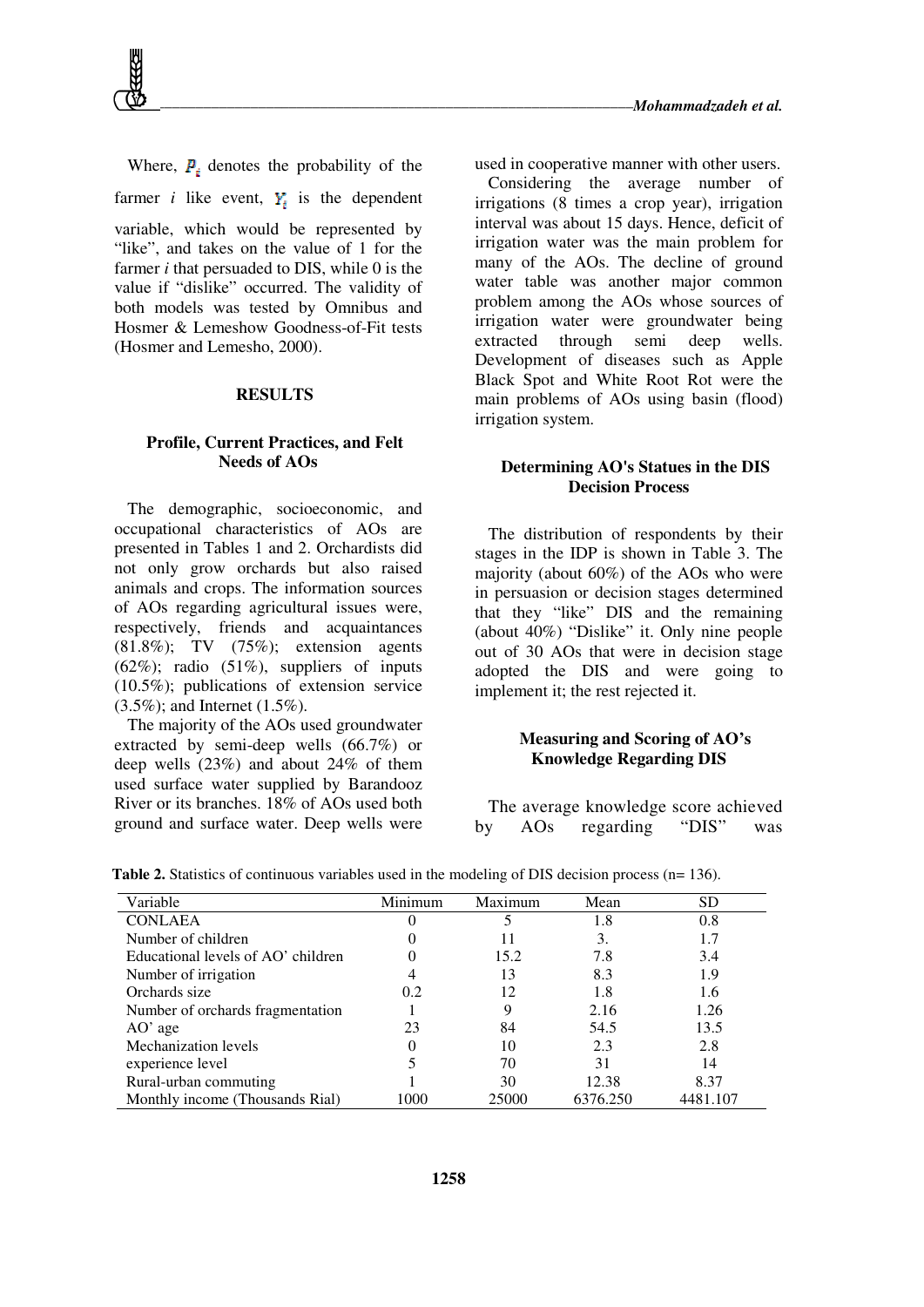Where, $P_i$ denotes the probability of the farmer $i$ like event, $Y_i$ is the dependent variable, which would be represented by "like", and takes on the value of 1 for the farmer $i$ that persuaded to DIS, while 0 is the value if "dislike" occurred. The validity of both models was tested by Omnibus and Hosmer & Lemeshow Goodness-of-Fit tests (Hosmer and Lemesho, 2000).

## RESULTS

### Profile, Current Practices, and Felt Needs of AOs

The demographic, socioeconomic, and occupational characteristics of AOs are presented in Tables 1 and 2. Orchardists did not only grow orchards but also raised animals and crops. The information sources of AOs regarding agricultural issues were, respectively, friends and acquaintances (81.8%); TV (75%); extension agents (62%); radio (51%), suppliers of inputs (10.5%); publications of extension service (3.5%); and Internet (1.5%).

The majority of the AOs used groundwater extracted by semi-deep wells (66.7%) or deep wells (23%) and about 24% of them used surface water supplied by Barandooz River or its branches. 18% of AOs used both ground and surface water. Deep wells were used in cooperative manner with other users.

Considering the average number of irrigations (8 times a crop year), irrigation interval was about 15 days. Hence, deficit of irrigation water was the main problem for many of the AOs. The decline of ground water table was another major common problem among the AOs whose sources of irrigation water were groundwater being extracted through semi deep wells. Development of diseases such as Apple Black Spot and White Root Rot were the main problems of AOs using basin (flood) irrigation system.

### Determining AO's Statues in the DIS Decision Process

The distribution of respondents by their stages in the IDP is shown in Table 3. The majority (about 60%) of the AOs who were in persuasion or decision stages determined that they "like" DIS and the remaining (about 40%) "Dislike" it. Only nine people out of 30 AOs that were in decision stage adopted the DIS and were going to implement it; the rest rejected it.

### Measuring and Scoring of AO's Knowledge Regarding DIS

The average knowledge score achieved by AOs regarding "DIS" was

**Table 2.** Statistics of continuous variables used in the modeling of DIS decision process (n= 136).

| Variable | Minimum | Maximum | Mean | SD |
|---|---|---|---|---|
| CONLAEA | 0 | 5 | 1.8 | 0.8 |
| Number of children | 0 | 11 | 3. | 1.7 |
| Educational levels of AO' children | 0 | 15.2 | 7.8 | 3.4 |
| Number of irrigation | 4 | 13 | 8.3 | 1.9 |
| Orchards size | 0.2 | 12 | 1.8 | 1.6 |
| Number of orchards fragmentation | 1 | 9 | 2.16 | 1.26 |
| AO' age | 23 | 84 | 54.5 | 13.5 |
| Mechanization levels | 0 | 10 | 2.3 | 2.8 |
| experience level | 5 | 70 | 31 | 14 |
| Rural-urban commuting | 1 | 30 | 12.38 | 8.37 |
| Monthly income (Thousands Rial) | 1000 | 25000 | 6376.250 | 4481.107 |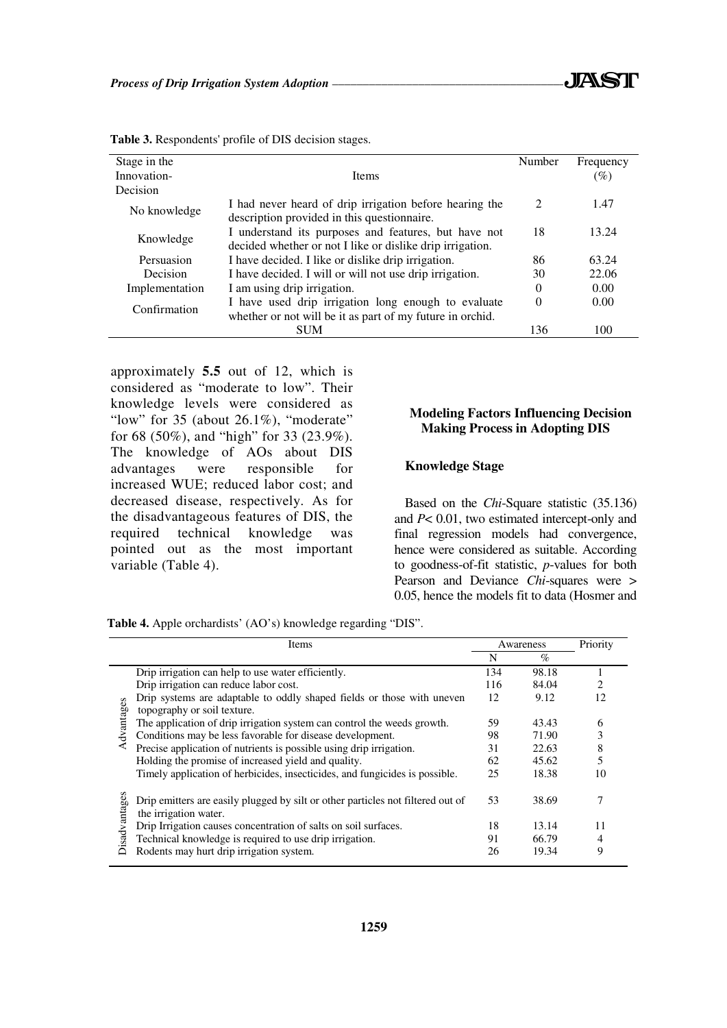**Table 3.** Respondents' profile of DIS decision stages.

| Stage in the Innovation-Decision | Items | Number | Frequency (%) |
|---|---|---|---|
| No knowledge | I had never heard of drip irrigation before hearing the description provided in this questionnaire. | 2 | 1.47 |
| Knowledge | I understand its purposes and features, but have not decided whether or not I like or dislike drip irrigation. | 18 | 13.24 |
| Persuasion | I have decided. I like or dislike drip irrigation. | 86 | 63.24 |
| Decision | I have decided. I will or will not use drip irrigation. | 30 | 22.06 |
| Implementation | I am using drip irrigation. | 0 | 0.00 |
| Confirmation | I have used drip irrigation long enough to evaluate whether or not will be it as part of my future in orchid. | 0 | 0.00 |
| | SUM | 136 | 100 |

approximately **5.5** out of 12, which is considered as "moderate to low". Their knowledge levels were considered as "low" for 35 (about 26.1%), "moderate" for 68 (50%), and "high" for 33 (23.9%). The knowledge of AOs about DIS advantages were responsible for increased WUE; reduced labor cost; and decreased disease, respectively. As for the disadvantageous features of DIS, the required technical knowledge was pointed out as the most important variable (Table 4).

## Modeling Factors Influencing Decision Making Process in Adopting DIS

### Knowledge Stage

Based on the *Chi*-Square statistic (35.136) and $P< 0.01$, two estimated intercept-only and final regression models had convergence, hence were considered as suitable. According to goodness-of-fit statistic, *p*-values for both Pearson and Deviance *Chi*-squares were > 0.05, hence the models fit to data (Hosmer and

**Table 4.** Apple orchardists' (AO's) knowledge regarding "DIS".

| | Items | Awareness | | Priority |
|---|---|---|---|---|
| | | N | % | |
| Advantages | Drip irrigation can help to use water efficiently. | 134 | 98.18 | 1 |
| | Drip irrigation can reduce labor cost. | 116 | 84.04 | 2 |
| | Drip systems are adaptable to oddly shaped fields or those with uneven topography or soil texture. | 12 | 9.12 | 12 |
| | The application of drip irrigation system can control the weeds growth. | 59 | 43.43 | 6 |
| | Conditions may be less favorable for disease development. | 98 | 71.90 | 3 |
| | Precise application of nutrients is possible using drip irrigation. | 31 | 22.63 | 8 |
| | Holding the promise of increased yield and quality. | 62 | 45.62 | 5 |
| | Timely application of herbicides, insecticides, and fungicides is possible. | 25 | 18.38 | 10 |
| Disadvantages | Drip emitters are easily plugged by silt or other particles not filtered out of the irrigation water. | 53 | 38.69 | 7 |
| | Drip Irrigation causes concentration of salts on soil surfaces. | 18 | 13.14 | 11 |
| | Technical knowledge is required to use drip irrigation. | 91 | 66.79 | 4 |
| | Rodents may hurt drip irrigation system. | 26 | 19.34 | 9 |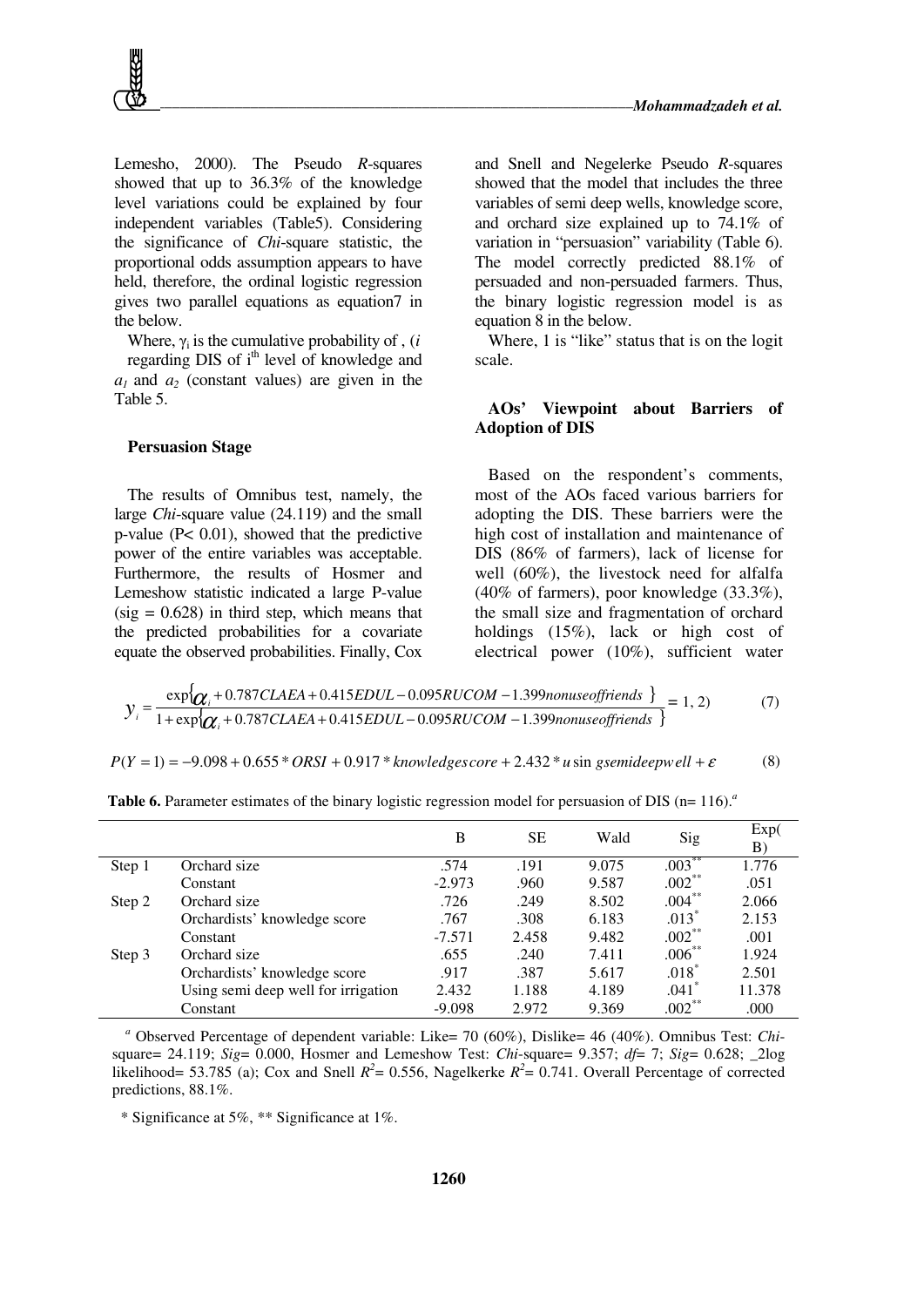Lemesho, 2000). The Pseudo *R*-squares showed that up to 36.3% of the knowledge level variations could be explained by four independent variables (Table5). Considering the significance of *Chi*-square statistic, the proportional odds assumption appears to have held, therefore, the ordinal logistic regression gives two parallel equations as equation7 in the below.

Where, $\gamma_i$ is the cumulative probability of , (*i* regarding DIS of i[th] level of knowledge and $a_1$ and $a_2$ (constant values) are given in the Table 5.

### Persuasion Stage

The results of Omnibus test, namely, the large *Chi*-square value (24.119) and the small p-value (P< 0.01), showed that the predictive power of the entire variables was acceptable. Furthermore, the results of Hosmer and Lemeshow statistic indicated a large P-value (sig = 0.628) in third step, which means that the predicted probabilities for a covariate equate the observed probabilities. Finally, Cox and Snell and Negelerke Pseudo *R*-squares showed that the model that includes the three variables of semi deep wells, knowledge score, and orchard size explained up to 74.1% of variation in "persuasion" variability (Table 6). The model correctly predicted 88.1% of persuaded and non-persuaded farmers. Thus, the binary logistic regression model is as equation 8 in the below.

Where, 1 is "like" status that is on the logit scale.

### AOs' Viewpoint about Barriers of Adoption of DIS

Based on the respondent's comments, most of the AOs faced various barriers for adopting the DIS. These barriers were the high cost of installation and maintenance of DIS (86% of farmers), lack of license for well (60%), the livestock need for alfalfa (40% of farmers), poor knowledge (33.3%), the small size and fragmentation of orchard holdings (15%), lack or high cost of electrical power (10%), sufficient water

$$y_i = \frac{\exp\{\alpha_i + 0.787CLAEA + 0.415EDUL - 0.095RUCOM - 1.399nonuseoffriends\}}{1+\exp\{\alpha_i + 0.787CLAEA + 0.415EDUL - 0.095RUCOM - 1.399nonuseoffriends\}} = 1, 2) \quad (7)$$

$$P(Y=1) = -9.098 + 0.655 * ORSI + 0.917 * knowledgescore + 2.432 * usingsemideepwell + \varepsilon \quad (8)$$

**Table 6.** Parameter estimates of the binary logistic regression model for persuasion of DIS (n= 116).[a]

| | | B | SE | Wald | Sig | Exp(B) |
|---|---|---|---|---|---|---|
| Step 1 | Orchard size | .574 | .191 | 9.075 | .003** | 1.776 |
| | Constant | -2.973 | .960 | 9.587 | .002** | .051 |
| Step 2 | Orchard size | .726 | .249 | 8.502 | .004** | 2.066 |
| | Orchardists' knowledge score | .767 | .308 | 6.183 | .013* | 2.153 |
| | Constant | -7.571 | 2.458 | 9.482 | .002** | .001 |
| Step 3 | Orchard size | .655 | .240 | 7.411 | .006** | 1.924 |
| | Orchardists' knowledge score | .917 | .387 | 5.617 | .018* | 2.501 |
| | Using semi deep well for irrigation | 2.432 | 1.188 | 4.189 | .041* | 11.378 |
| | Constant | -9.098 | 2.972 | 9.369 | .002** | .000 |

[a] Observed Percentage of dependent variable: Like= 70 (60%), Dislike= 46 (40%). Omnibus Test: *Chi*-square= 24.119; *Sig*= 0.000, Hosmer and Lemeshow Test: *Chi*-square= 9.357; *df*= 7; *Sig*= 0.628; _2log likelihood= 53.785 (a); Cox and Snell $R^2$= 0.556, Nagelkerke $R^2$= 0.741. Overall Percentage of corrected predictions, 88.1%.

* Significance at 5%, ** Significance at 1%.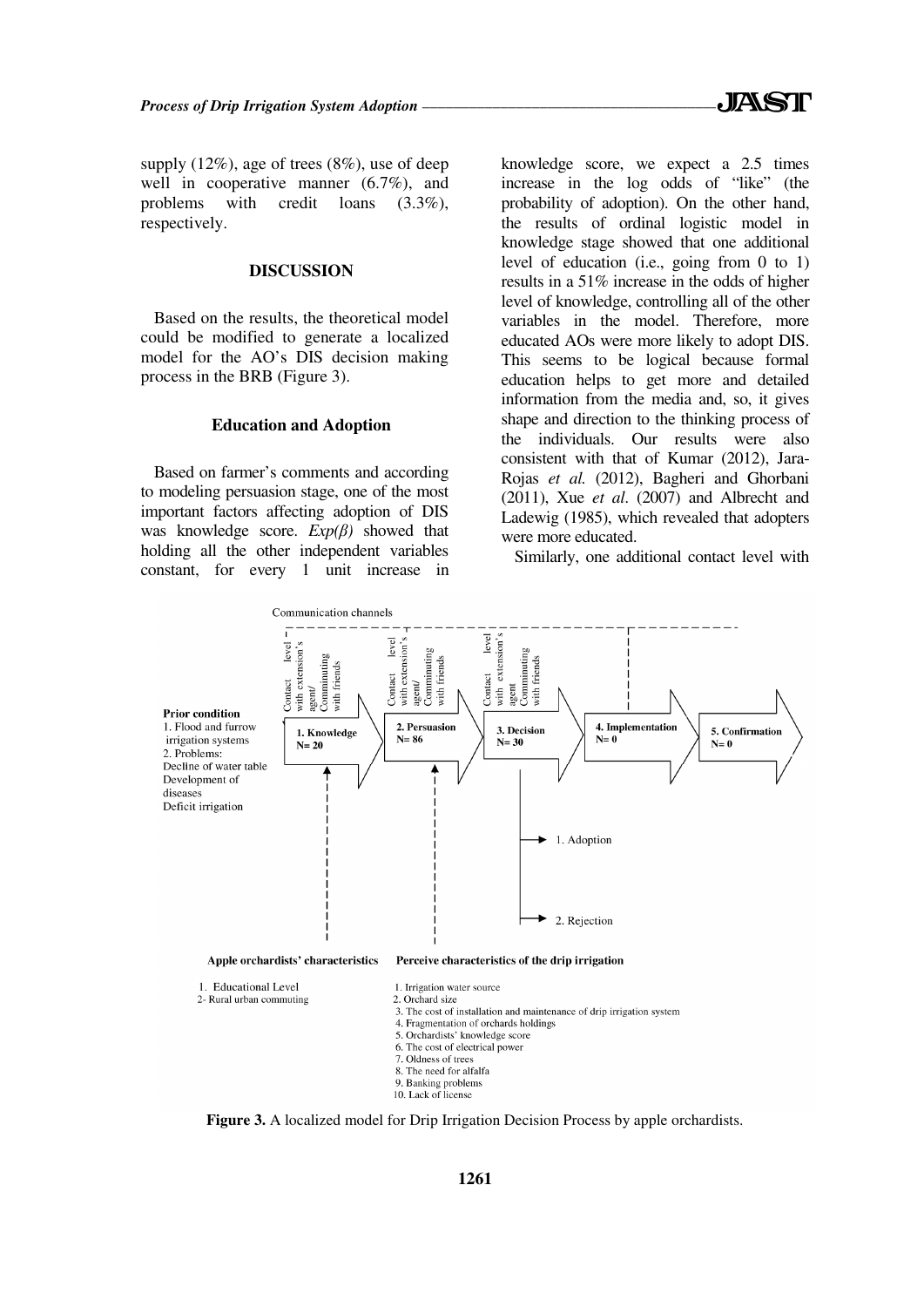supply (12%), age of trees (8%), use of deep well in cooperative manner (6.7%), and problems with credit loans (3.3%), respectively.

## DISCUSSION

Based on the results, the theoretical model could be modified to generate a localized model for the AO's DIS decision making process in the BRB (Figure 3).

### Education and Adoption

Based on farmer's comments and according to modeling persuasion stage, one of the most important factors affecting adoption of DIS was knowledge score. *Exp(β)* showed that holding all the other independent variables constant, for every 1 unit increase in knowledge score, we expect a 2.5 times increase in the log odds of "like" (the probability of adoption). On the other hand, the results of ordinal logistic model in knowledge stage showed that one additional level of education (i.e., going from 0 to 1) results in a 51% increase in the odds of higher level of knowledge, controlling all of the other variables in the model. Therefore, more educated AOs were more likely to adopt DIS. This seems to be logical because formal education helps to get more and detailed information from the media and, so, it gives shape and direction to the thinking process of the individuals. Our results were also consistent with that of Kumar (2012), Jara-Rojas *et al.* (2012), Bagheri and Ghorbani (2011), Xue *et al*. (2007) and Albrecht and Ladewig (1985), which revealed that adopters were more educated.

Similarly, one additional contact level with

Communication channels

Contact level with extension's agent/ Comminuting with friends | Contact level with extension's agent/ Comminuting with friends | Contact level with extension's agent Comminuting with friends

**Prior condition**
1. Flood and furrow irrigation systems
2. Problems:
Decline of water table
Development of diseases
Deficit irrigation

1. Knowledge N= 20 → 2. Persuasion N= 86 → 3. Decision N= 30 → 4. Implementation N= 0 → 5. Confirmation N= 0

1. Adoption
2. Rejection

**Apple orchardists' characteristics**
1. Educational Level
2- Rural urban commuting

**Perceive characteristics of the drip irrigation**
1. Irrigation water source
2. Orchard size
3. The cost of installation and maintenance of drip irrigation system
4. Fragmentation of orchards holdings
5. Orchardists' knowledge score
6. The cost of electrical power
7. Oldness of trees
8. The need for alfalfa
9. Banking problems
10. Lack of license

**Figure 3.** A localized model for Drip Irrigation Decision Process by apple orchardists.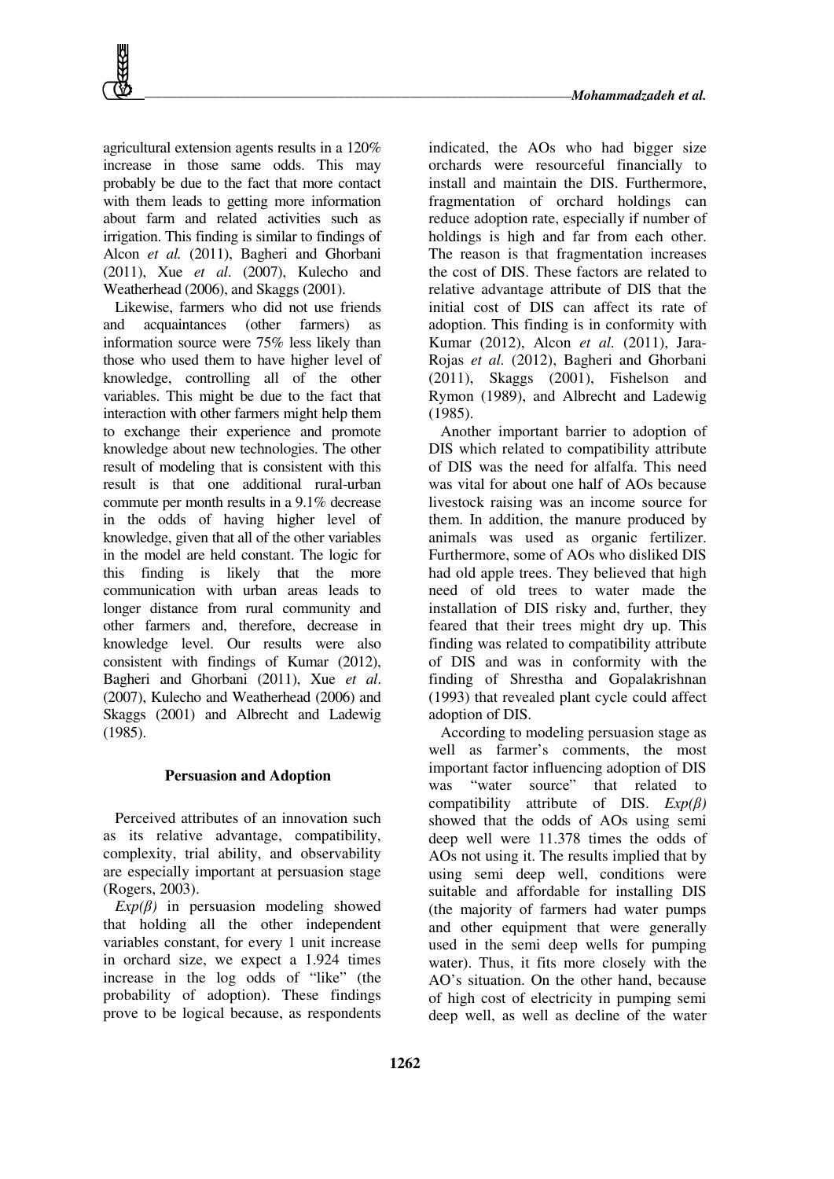agricultural extension agents results in a 120% increase in those same odds. This may probably be due to the fact that more contact with them leads to getting more information about farm and related activities such as irrigation. This finding is similar to findings of Alcon *et al.* (2011), Bagheri and Ghorbani (2011), Xue *et al*. (2007), Kulecho and Weatherhead (2006), and Skaggs (2001).

Likewise, farmers who did not use friends and acquaintances (other farmers) as information source were 75% less likely than those who used them to have higher level of knowledge, controlling all of the other variables. This might be due to the fact that interaction with other farmers might help them to exchange their experience and promote knowledge about new technologies. The other result of modeling that is consistent with this result is that one additional rural-urban commute per month results in a 9.1% decrease in the odds of having higher level of knowledge, given that all of the other variables in the model are held constant. The logic for this finding is likely that the more communication with urban areas leads to longer distance from rural community and other farmers and, therefore, decrease in knowledge level. Our results were also consistent with findings of Kumar (2012), Bagheri and Ghorbani (2011), Xue *et al*. (2007), Kulecho and Weatherhead (2006) and Skaggs (2001) and Albrecht and Ladewig (1985).

### Persuasion and Adoption

Perceived attributes of an innovation such as its relative advantage, compatibility, complexity, trial ability, and observability are especially important at persuasion stage (Rogers, 2003).

*Exp(β)* in persuasion modeling showed that holding all the other independent variables constant, for every 1 unit increase in orchard size, we expect a 1.924 times increase in the log odds of "like" (the probability of adoption). These findings prove to be logical because, as respondents indicated, the AOs who had bigger size orchards were resourceful financially to install and maintain the DIS. Furthermore, fragmentation of orchard holdings can reduce adoption rate, especially if number of holdings is high and far from each other. The reason is that fragmentation increases the cost of DIS. These factors are related to relative advantage attribute of DIS that the initial cost of DIS can affect its rate of adoption. This finding is in conformity with Kumar (2012), Alcon *et al.* (2011), Jara-Rojas *et al*. (2012), Bagheri and Ghorbani (2011), Skaggs (2001), Fishelson and Rymon (1989), and Albrecht and Ladewig (1985).

Another important barrier to adoption of DIS which related to compatibility attribute of DIS was the need for alfalfa. This need was vital for about one half of AOs because livestock raising was an income source for them. In addition, the manure produced by animals was used as organic fertilizer. Furthermore, some of AOs who disliked DIS had old apple trees. They believed that high need of old trees to water made the installation of DIS risky and, further, they feared that their trees might dry up. This finding was related to compatibility attribute of DIS and was in conformity with the finding of Shrestha and Gopalakrishnan (1993) that revealed plant cycle could affect adoption of DIS.

According to modeling persuasion stage as well as farmer's comments, the most important factor influencing adoption of DIS was "water source" that related to compatibility attribute of DIS. *Exp(β)* showed that the odds of AOs using semi deep well were 11.378 times the odds of AOs not using it. The results implied that by using semi deep well, conditions were suitable and affordable for installing DIS (the majority of farmers had water pumps and other equipment that were generally used in the semi deep wells for pumping water). Thus, it fits more closely with the AO's situation. On the other hand, because of high cost of electricity in pumping semi deep well, as well as decline of the water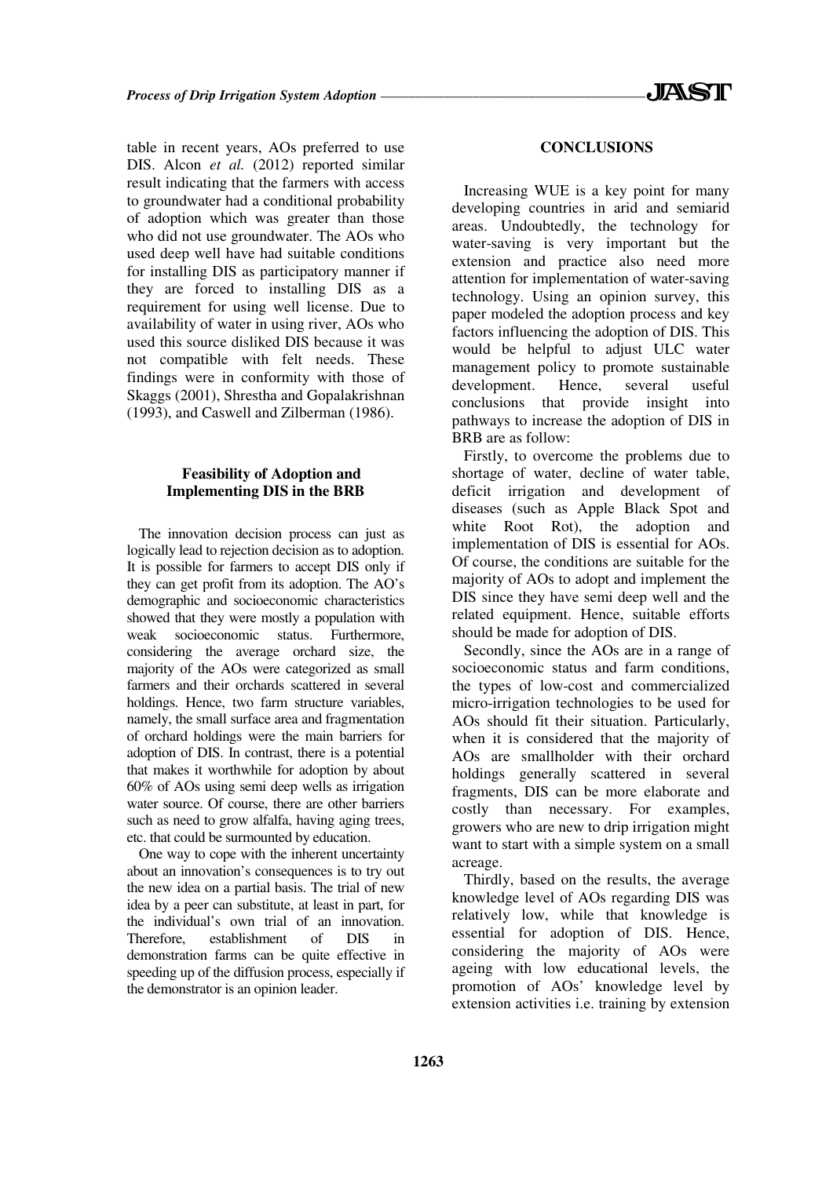table in recent years, AOs preferred to use DIS. Alcon *et al.* (2012) reported similar result indicating that the farmers with access to groundwater had a conditional probability of adoption which was greater than those who did not use groundwater. The AOs who used deep well have had suitable conditions for installing DIS as participatory manner if they are forced to installing DIS as a requirement for using well license. Due to availability of water in using river, AOs who used this source disliked DIS because it was not compatible with felt needs. These findings were in conformity with those of Skaggs (2001), Shrestha and Gopalakrishnan (1993), and Caswell and Zilberman (1986).

### Feasibility of Adoption and Implementing DIS in the BRB

The innovation decision process can just as logically lead to rejection decision as to adoption. It is possible for farmers to accept DIS only if they can get profit from its adoption. The AO's demographic and socioeconomic characteristics showed that they were mostly a population with weak socioeconomic status. Furthermore, considering the average orchard size, the majority of the AOs were categorized as small farmers and their orchards scattered in several holdings. Hence, two farm structure variables, namely, the small surface area and fragmentation of orchard holdings were the main barriers for adoption of DIS. In contrast, there is a potential that makes it worthwhile for adoption by about 60% of AOs using semi deep wells as irrigation water source. Of course, there are other barriers such as need to grow alfalfa, having aging trees, etc. that could be surmounted by education.

One way to cope with the inherent uncertainty about an innovation's consequences is to try out the new idea on a partial basis. The trial of new idea by a peer can substitute, at least in part, for the individual's own trial of an innovation. Therefore, establishment of DIS in demonstration farms can be quite effective in speeding up of the diffusion process, especially if the demonstrator is an opinion leader.

## CONCLUSIONS

Increasing WUE is a key point for many developing countries in arid and semiarid areas. Undoubtedly, the technology for water-saving is very important but the extension and practice also need more attention for implementation of water-saving technology. Using an opinion survey, this paper modeled the adoption process and key factors influencing the adoption of DIS. This would be helpful to adjust ULC water management policy to promote sustainable development. Hence, several useful conclusions that provide insight into pathways to increase the adoption of DIS in BRB are as follow:

Firstly, to overcome the problems due to shortage of water, decline of water table, deficit irrigation and development of diseases (such as Apple Black Spot and white Root Rot), the adoption and implementation of DIS is essential for AOs. Of course, the conditions are suitable for the majority of AOs to adopt and implement the DIS since they have semi deep well and the related equipment. Hence, suitable efforts should be made for adoption of DIS.

Secondly, since the AOs are in a range of socioeconomic status and farm conditions, the types of low-cost and commercialized micro-irrigation technologies to be used for AOs should fit their situation. Particularly, when it is considered that the majority of AOs are smallholder with their orchard holdings generally scattered in several fragments, DIS can be more elaborate and costly than necessary. For examples, growers who are new to drip irrigation might want to start with a simple system on a small acreage.

Thirdly, based on the results, the average knowledge level of AOs regarding DIS was relatively low, while that knowledge is essential for adoption of DIS. Hence, considering the majority of AOs were ageing with low educational levels, the promotion of AOs' knowledge level by extension activities i.e. training by extension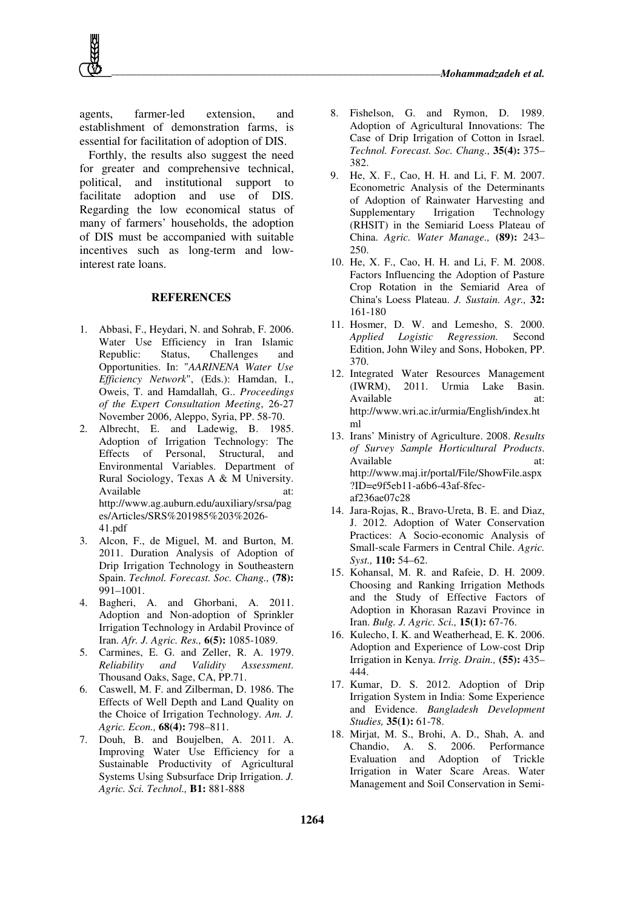agents, farmer-led extension, and establishment of demonstration farms, is essential for facilitation of adoption of DIS.

Forthly, the results also suggest the need for greater and comprehensive technical, political, and institutional support to facilitate adoption and use of DIS. Regarding the low economical status of many of farmers' households, the adoption of DIS must be accompanied with suitable incentives such as long-term and low-interest rate loans.

## REFERENCES

1. Abbasi, F., Heydari, N. and Sohrab, F. 2006. Water Use Efficiency in Iran Islamic Republic: Status, Challenges and Opportunities. In: "*AARINENA Water Use Efficiency Network*", (Eds.): Hamdan, I., Oweis, T. and Hamdallah, G.. *Proceedings of the Expert Consultation Meeting*, 26-27 November 2006, Aleppo, Syria, PP. 58-70.
2. Albrecht, E. and Ladewig, B. 1985. Adoption of Irrigation Technology: The Effects of Personal, Structural, and Environmental Variables. Department of Rural Sociology, Texas A & M University. Available at: http://www.ag.auburn.edu/auxiliary/srsa/pages/Articles/SRS%201985%203%2026-41.pdf
3. Alcon, F., de Miguel, M. and Burton, M. 2011. Duration Analysis of Adoption of Drip Irrigation Technology in Southeastern Spain. *Technol. Forecast. Soc. Chang.,* **(78):** 991–1001.
4. Bagheri, A. and Ghorbani, A. 2011. Adoption and Non-adoption of Sprinkler Irrigation Technology in Ardabil Province of Iran. *Afr. J. Agric. Res.,* **6(5):** 1085-1089.
5. Carmines, E. G. and Zeller, R. A. 1979. *Reliability and Validity Assessment*. Thousand Oaks, Sage, CA, PP.71.
6. Caswell, M. F. and Zilberman, D. 1986. The Effects of Well Depth and Land Quality on the Choice of Irrigation Technology. *Am. J. Agric. Econ.,* **68(4):** 798–811.
7. Douh, B. and Boujelben, A. 2011. A. Improving Water Use Efficiency for a Sustainable Productivity of Agricultural Systems Using Subsurface Drip Irrigation. *J. Agric. Sci. Technol.,* **B1:** 881-888
8. Fishelson, G. and Rymon, D. 1989. Adoption of Agricultural Innovations: The Case of Drip Irrigation of Cotton in Israel. *Technol. Forecast. Soc. Chang.,* **35(4):** 375–382.
9. He, X. F., Cao, H. H. and Li, F. M. 2007. Econometric Analysis of the Determinants of Adoption of Rainwater Harvesting and Supplementary Irrigation Technology (RHSIT) in the Semiarid Loess Plateau of China. *Agric. Water Manage.,* **(89):** 243–250.
10. He, X. F., Cao, H. H. and Li, F. M. 2008. Factors Influencing the Adoption of Pasture Crop Rotation in the Semiarid Area of China's Loess Plateau. *J. Sustain. Agr.,* **32:** 161-180
11. Hosmer, D. W. and Lemesho, S. 2000. *Applied Logistic Regression.* Second Edition, John Wiley and Sons, Hoboken, PP. 370.
12. Integrated Water Resources Management (IWRM), 2011. Urmia Lake Basin. Available at: http://www.wri.ac.ir/urmia/English/index.html
13. Irans' Ministry of Agriculture. 2008. *Results of Survey Sample Horticultural Products*. Available at: http://www.maj.ir/portal/File/ShowFile.aspx?ID=e9f5eb11-a6b6-43af-8fec-af236ae07c28
14. Jara-Rojas, R., Bravo-Ureta, B. E. and Diaz, J. 2012. Adoption of Water Conservation Practices: A Socio-economic Analysis of Small-scale Farmers in Central Chile. *Agric. Syst.,* **110:** 54–62.
15. Kohansal, M. R. and Rafeie, D. H. 2009. Choosing and Ranking Irrigation Methods and the Study of Effective Factors of Adoption in Khorasan Razavi Province in Iran. *Bulg. J. Agric. Sci.,* **15(1):** 67-76.
16. Kulecho, I. K. and Weatherhead, E. K. 2006. Adoption and Experience of Low-cost Drip Irrigation in Kenya. *Irrig. Drain.,* **(55):** 435–444.
17. Kumar, D. S. 2012. Adoption of Drip Irrigation System in India: Some Experience and Evidence. *Bangladesh Development Studies,* **35(1):** 61-78.
18. Mirjat, M. S., Brohi, A. D., Shah, A. and Chandio, A. S. 2006. Performance Evaluation and Adoption of Trickle Irrigation in Water Scare Areas. Water Management and Soil Conservation in Semi-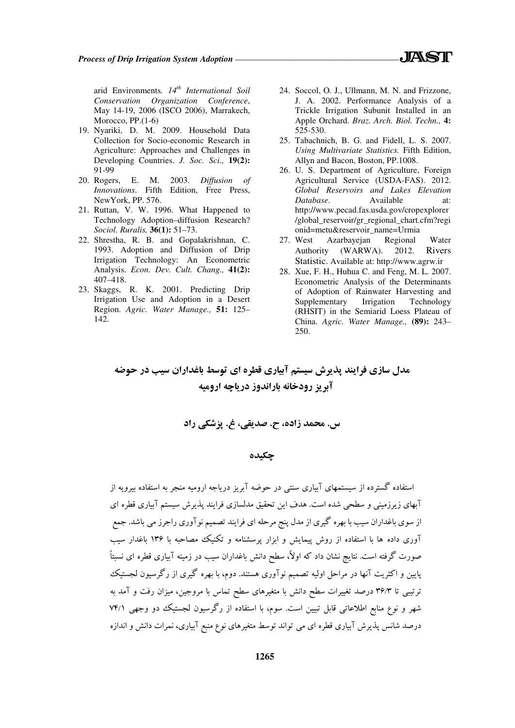arid Environments. *14th International Soil Conservation Organization Conference*, May 14-19, 2006 (ISCO 2006), Marrakech, Morocco, PP.(1-6)

19. Nyariki, D. M. 2009. Household Data Collection for Socio-economic Research in Agriculture: Approaches and Challenges in Developing Countries. *J. Soc. Sci.,* **19(2):** 91-99
20. Rogers, E. M. 2003. *Diffusion of Innovations*. Fifth Edition, Free Press, NewYork, PP. 576.
21. Ruttan, V. W. 1996. What Happened to Technology Adoption–diffusion Research? *Sociol. Ruralis,* **36(1):** 51–73.
22. Shrestha, R. B. and Gopalakrishnan, C. 1993. Adoption and Diffusion of Drip Irrigation Technology: An Econometric Analysis. *Econ. Dev. Cult. Chang.,* **41(2):** 407–418.
23. Skaggs, R. K. 2001. Predicting Drip Irrigation Use and Adoption in a Desert Region. *Agric. Water Manage.,* **51:** 125–142.
24. Soccol, O. J., Ullmann, M. N. and Frizzone, J. A. 2002. Performance Analysis of a Trickle Irrigation Subunit Installed in an Apple Orchard. *Braz. Arch. Biol. Techn.,* **4:** 525-530.
25. Tabachnich, B. G. and Fidell, L. S. 2007. *Using Multivariate Statistics.* Fifth Edition, Allyn and Bacon, Boston, PP.1008.
26. U. S. Department of Agriculture, Foreign Agricultural Service (USDA-FAS). 2012. *Global Reservoirs and Lakes Elevation Database*. Available at: http://www.pecad.fas.usda.gov/cropexplorer/global_reservoir/gr_regional_chart.cfm?regionid=metu&reservoir_name=Urmia
27. West Azarbayejan Regional Water Authority (WARWA). 2012. Rivers Statistic. Available at: http://www.agrw.ir
28. Xue, F. H., Huhua C. and Feng, M. L. 2007. Econometric Analysis of the Determinants of Adoption of Rainwater Harvesting and Supplementary Irrigation Technology (RHSIT) in the Semiarid Loess Plateau of China. *Agric. Water Manage.,* **(89):** 243–250.

# مدل سازی فرایند پذیرش سیستم آبیاری قطره ای توسط باغداران سیب در حوضه آبریز رودخانه باراندوز دریاچه ارومیه

## س. محمد زاده، ح. صدیقی، غ. پزشکی راد

## چکیده

استفاده گسترده از سیستمهای آبیاری سنتی در حوضه آبریز دریاچه ارومیه منجر به استفاده بیرویه از آبهای زیرزمینی و سطحی شده است. هدف این تحقیق مدلسازی فرایند پذیرش سیستم آبیاری قطره ای از سوی باغداران سیب با بهره گیری از مدل پنج مرحله ای فرایند تصمیم نوآوری راجرز می باشد. جمع آوری داده ها با استفاده از روش پیمایش و ابزار پرسشنامه و تکنیک مصاحبه با ۱۳۶ باغدار سیب صورت گرفته است. نتایج نشان داد که اولاً، سطح دانش باغداران سیب در زمینه آبیاری قطره ای نسبتاً پایین و اکثریت آنها در مراحل اولیه تصمیم نوآوری هستند. دوم، با بهره گیری از رگرسیون لجستیک ترتیبی تا ۳۶/۳ درصد تغییرات سطح دانش با متغیرهای سطح تماس با مروجین، میزان رفت و آمد به شهر و نوع منابع اطلاعاتی قابل تبیین است. سوم، با استفاده از رگرسیون لجستیک دو وجهی ۷۴/۱ درصد شانس پذیرش آبیاری قطره ای می تواند توسط متغیرهای نوع منبع آبیاری، نمرات دانش و اندازه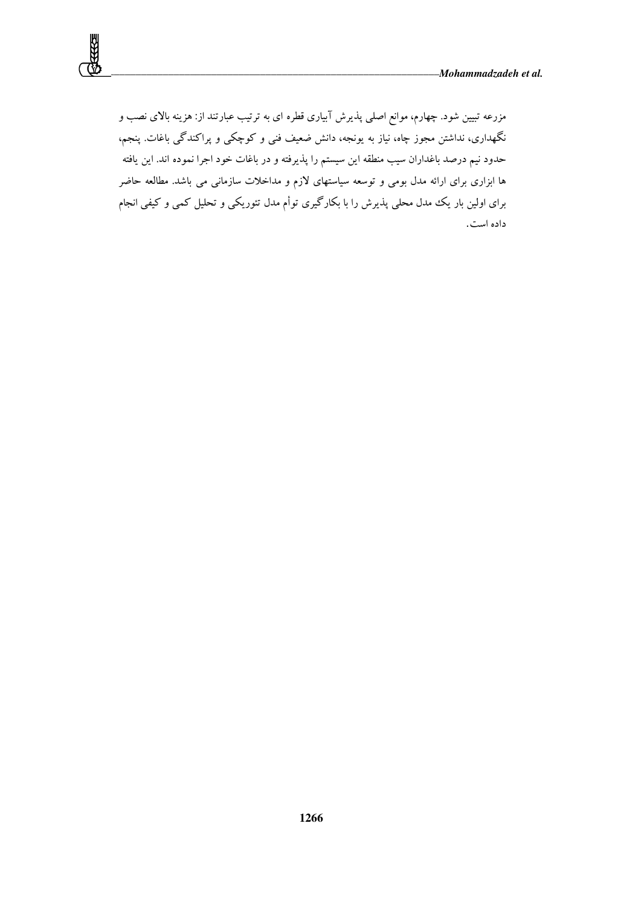مزرعه تبیین شود. چهارم، موانع اصلی پذیرش آبیاری قطره ای به ترتیب عبارتند از: هزینه بالای نصب و نگهداری، نداشتن مجوز چاه، نیاز به یونجه، دانش ضعیف فنی و کوچکی و پراکندگی باغات. پنجم، حدود نیم درصد باغداران سیب منطقه این سیستم را پذیرفته و در باغات خود اجرا نموده اند. این یافته ها ابزاری برای ارائه مدل بومی و توسعه سیاستهای لازم و مداخلات سازمانی می باشد. مطالعه حاضر برای اولین بار یک مدل محلی پذیرش را با بکارگیری توأم مدل تئوریکی و تحلیل کمی و کیفی انجام داده است.